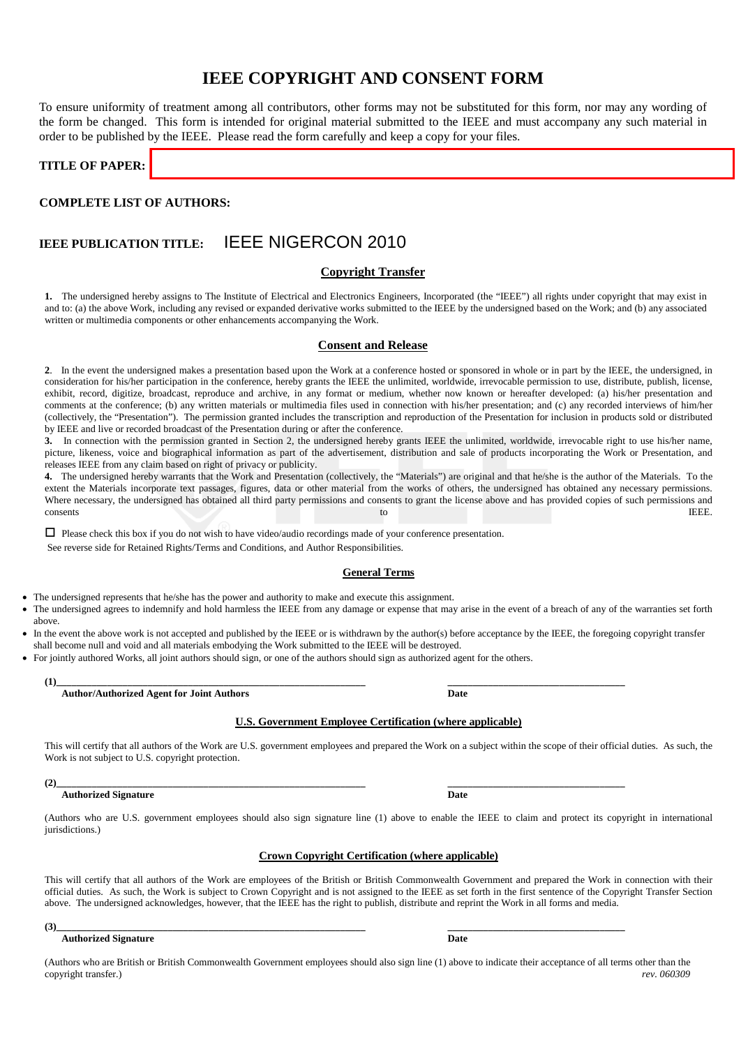# IEEE COPYRIGHT AND CONSENT FORM

To ensure uniformity of treatment among all contributors, other forms may not be substituted for this form, nor may any wording of the form be changed. This form is intended for original material submitted to the IEEE and must accompany any such material in order to be published by the IEEE. Please read the form carefully and keep a copy for your files.

**TITLE OF PAPER:**

**COMPLETE LIST OF AUTHORS:**

**IEEE PUBLICATION TITLE:** IEEE NIGERCON 2010

## Copyright Transfer

**1.** The undersigned hereby assigns to The Institute of Electrical and Electronics Engineers, Incorporated (the "IEEE") all rights under copyright that may exist in and to: (a) the above Work, including any revised or expanded derivative works submitted to the IEEE by the undersigned based on the Work; and (b) any associated written or multimedia components or other enhancements accompanying the Work.

## Consent and Release

**2**. In the event the undersigned makes a presentation based upon the Work at a conference hosted or sponsored in whole or in part by the IEEE, the undersigned, in consideration for his/her participation in the conference, hereby grants the IEEE the unlimited, worldwide, irrevocable permission to use, distribute, publish, license, exhibit, record, digitize, broadcast, reproduce and archive, in any format or medium, whether now known or hereafter developed: (a) his/her presentation and comments at the conference; (b) any written materials or multimedia files used in connection with his/her presentation; and (c) any recorded interviews of him/her (collectively, the "Presentation"). The permission granted includes the transcription and reproduction of the Presentation for inclusion in products sold or distributed by IEEE and live or recorded broadcast of the Presentation during or after the conference.

**3.** In connection with the permission granted in Section 2, the undersigned hereby grants IEEE the unlimited, worldwide, irrevocable right to use his/her name, picture, likeness, voice and biographical information as part of the advertisement, distribution and sale of products incorporating the Work or Presentation, and releases IEEE from any claim based on right of privacy or publicity.

**4.** The undersigned hereby warrants that the Work and Presentation (collectively, the "Materials") are original and that he/she is the author of the Materials. To the extent the Materials incorporate text passages, figures, data or other material from the works of others, the undersigned has obtained any necessary permissions. Where necessary, the undersigned has obtained all third party permissions and consents to grant the license above and has provided copies of such permissions and consents to IEEE.

☐ Please check this box if you do not wish to have video/audio recordings made of your conference presentation.

See reverse side for Retained Rights/Terms and Conditions, and Author Responsibilities.

## General Terms

- The undersigned represents that he/she has the power and authority to make and execute this assignment.
- The undersigned agrees to indemnify and hold harmless the IEEE from any damage or expense that may arise in the event of a breach of any of the warranties set forth above.
- In the event the above work is not accepted and published by the IEEE or is withdrawn by the author(s) before acceptance by the IEEE, the foregoing copyright transfer shall become null and void and all materials embodying the Work submitted to the IEEE will be destroyed.
- For jointly authored Works, all joint authors should sign, or one of the authors should sign as authorized agent for the others.

**(1)**______________________________________________ ______________________________
**Author/Authorized Agent for Joint Authors** **Date**

## U.S. Government Employee Certification (where applicable)

This will certify that all authors of the Work are U.S. government employees and prepared the Work on a subject within the scope of their official duties. As such, the Work is not subject to U.S. copyright protection.

**(2)**______________________________________________ ______________________________
**Authorized Signature** **Date**

(Authors who are U.S. government employees should also sign signature line (1) above to enable the IEEE to claim and protect its copyright in international jurisdictions.)

## Crown Copyright Certification (where applicable)

This will certify that all authors of the Work are employees of the British or British Commonwealth Government and prepared the Work in connection with their official duties. As such, the Work is subject to Crown Copyright and is not assigned to the IEEE as set forth in the first sentence of the Copyright Transfer Section above. The undersigned acknowledges, however, that the IEEE has the right to publish, distribute and reprint the Work in all forms and media.

**(3)**______________________________________________ ______________________________
**Authorized Signature** **Date**

(Authors who are British or British Commonwealth Government employees should also sign line (1) above to indicate their acceptance of all terms other than the copyright transfer.)

*rev. 060309*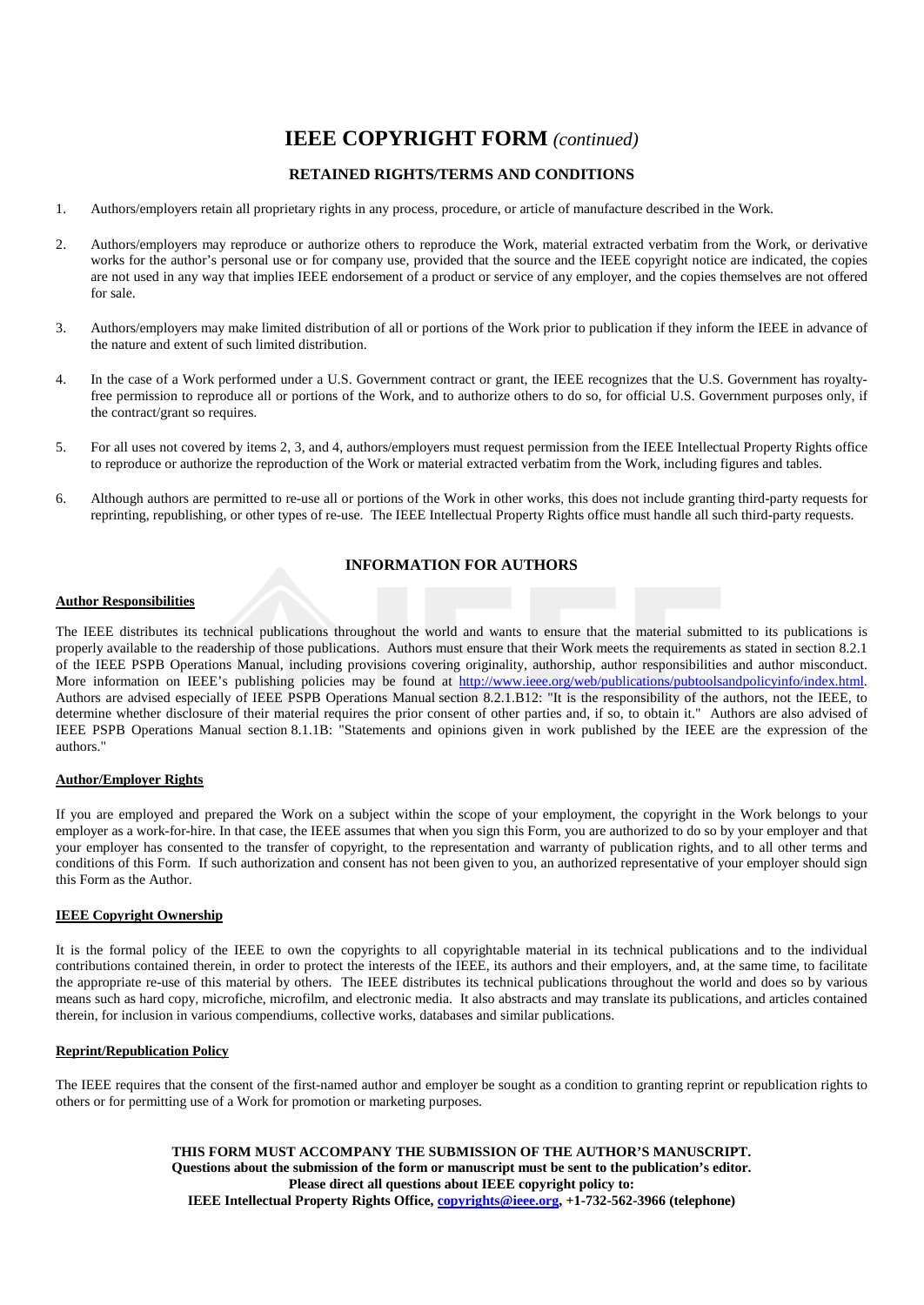# IEEE COPYRIGHT FORM *(continued)*

## RETAINED RIGHTS/TERMS AND CONDITIONS

1. Authors/employers retain all proprietary rights in any process, procedure, or article of manufacture described in the Work.

2. Authors/employers may reproduce or authorize others to reproduce the Work, material extracted verbatim from the Work, or derivative works for the author's personal use or for company use, provided that the source and the IEEE copyright notice are indicated, the copies are not used in any way that implies IEEE endorsement of a product or service of any employer, and the copies themselves are not offered for sale.

3. Authors/employers may make limited distribution of all or portions of the Work prior to publication if they inform the IEEE in advance of the nature and extent of such limited distribution.

4. In the case of a Work performed under a U.S. Government contract or grant, the IEEE recognizes that the U.S. Government has royalty-free permission to reproduce all or portions of the Work, and to authorize others to do so, for official U.S. Government purposes only, if the contract/grant so requires.

5. For all uses not covered by items 2, 3, and 4, authors/employers must request permission from the IEEE Intellectual Property Rights office to reproduce or authorize the reproduction of the Work or material extracted verbatim from the Work, including figures and tables.

6. Although authors are permitted to re-use all or portions of the Work in other works, this does not include granting third-party requests for reprinting, republishing, or other types of re-use. The IEEE Intellectual Property Rights office must handle all such third-party requests.

## INFORMATION FOR AUTHORS

**Author Responsibilities**

The IEEE distributes its technical publications throughout the world and wants to ensure that the material submitted to its publications is properly available to the readership of those publications. Authors must ensure that their Work meets the requirements as stated in section 8.2.1 of the IEEE PSPB Operations Manual, including provisions covering originality, authorship, author responsibilities and author misconduct. More information on IEEE's publishing policies may be found at http://www.ieee.org/web/publications/pubtoolsandpolicyinfo/index.html. Authors are advised especially of IEEE PSPB Operations Manual section 8.2.1.B12: "It is the responsibility of the authors, not the IEEE, to determine whether disclosure of their material requires the prior consent of other parties and, if so, to obtain it." Authors are also advised of IEEE PSPB Operations Manual section 8.1.1B: "Statements and opinions given in work published by the IEEE are the expression of the authors."

**Author/Employer Rights**

If you are employed and prepared the Work on a subject within the scope of your employment, the copyright in the Work belongs to your employer as a work-for-hire. In that case, the IEEE assumes that when you sign this Form, you are authorized to do so by your employer and that your employer has consented to the transfer of copyright, to the representation and warranty of publication rights, and to all other terms and conditions of this Form. If such authorization and consent has not been given to you, an authorized representative of your employer should sign this Form as the Author.

**IEEE Copyright Ownership**

It is the formal policy of the IEEE to own the copyrights to all copyrightable material in its technical publications and to the individual contributions contained therein, in order to protect the interests of the IEEE, its authors and their employers, and, at the same time, to facilitate the appropriate re-use of this material by others. The IEEE distributes its technical publications throughout the world and does so by various means such as hard copy, microfiche, microfilm, and electronic media. It also abstracts and may translate its publications, and articles contained therein, for inclusion in various compendiums, collective works, databases and similar publications.

**Reprint/Republication Policy**

The IEEE requires that the consent of the first-named author and employer be sought as a condition to granting reprint or republication rights to others or for permitting use of a Work for promotion or marketing purposes.

**THIS FORM MUST ACCOMPANY THE SUBMISSION OF THE AUTHOR'S MANUSCRIPT.**
**Questions about the submission of the form or manuscript must be sent to the publication's editor.**
**Please direct all questions about IEEE copyright policy to:**
**IEEE Intellectual Property Rights Office, copyrights@ieee.org, +1-732-562-3966 (telephone)**